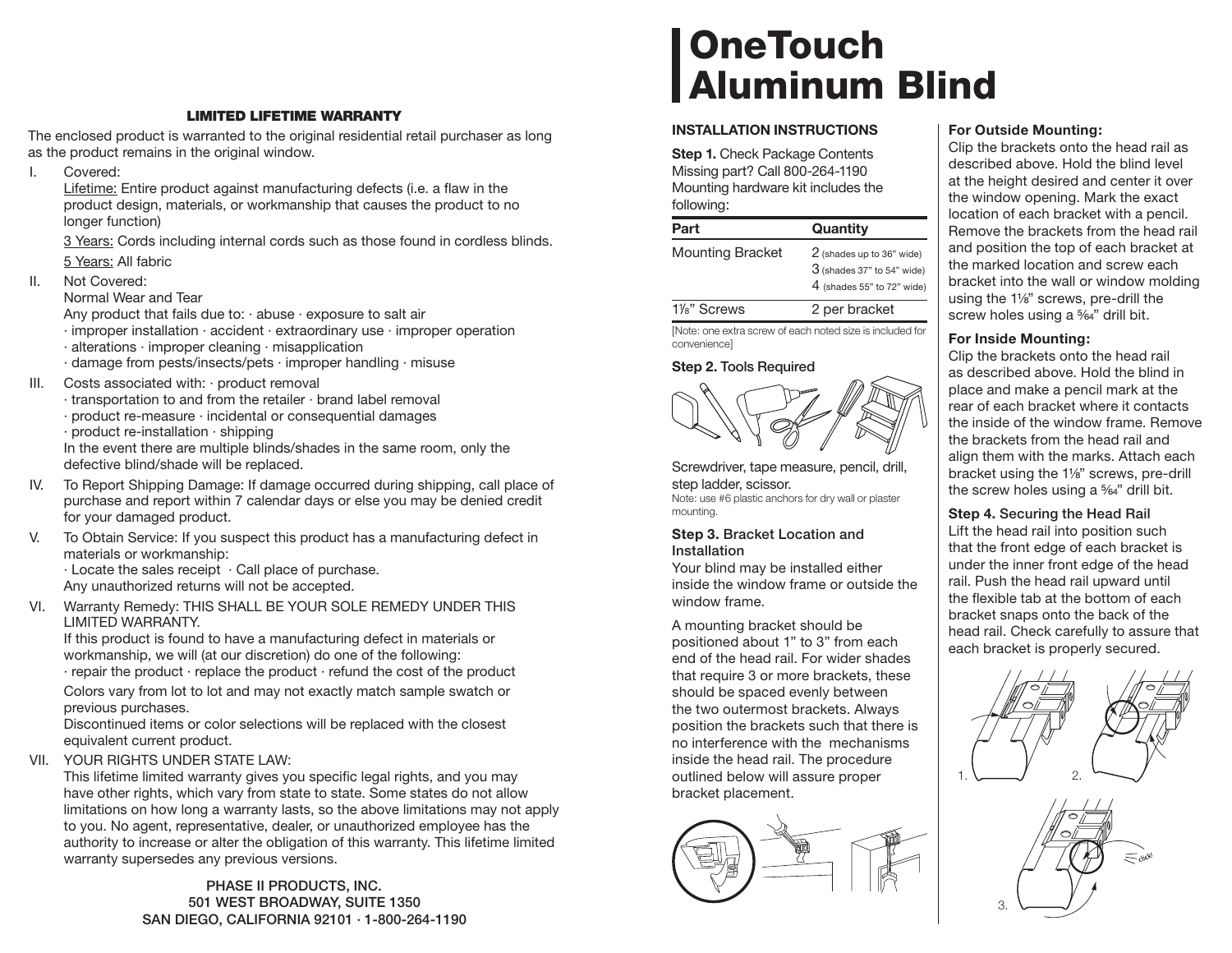# OneTouch Aluminum Blind

## INSTALLATION INSTRUCTIONS

**Step 1.** Check Package Contents
Missing part? Call 800-264-1190
Mounting hardware kit includes the following:

| Part | Quantity |
|---|---|
| Mounting Bracket | 2 (shades up to 36" wide)<br>3 (shades 37" to 54" wide)<br>4 (shades 55" to 72" wide) |
| 1⅛" Screws | 2 per bracket |

[Note: one extra screw of each noted size is included for convenience]

**Step 2.** Tools Required

Screwdriver, tape measure, pencil, drill, step ladder, scissor.
Note: use #6 plastic anchors for dry wall or plaster mounting.

**Step 3.** Bracket Location and Installation

Your blind may be installed either inside the window frame or outside the window frame.

A mounting bracket should be positioned about 1" to 3" from each end of the head rail. For wider shades that require 3 or more brackets, these should be spaced evenly between the two outermost brackets. Always position the brackets such that there is no interference with the mechanisms inside the head rail. The procedure outlined below will assure proper bracket placement.

**For Outside Mounting:**
Clip the brackets onto the head rail as described above. Hold the blind level at the height desired and center it over the window opening. Mark the exact location of each bracket with a pencil. Remove the brackets from the head rail and position the top of each bracket at the marked location and screw each bracket into the wall or window molding using the 1⅛" screws, pre-drill the screw holes using a 5⁄64" drill bit.

**For Inside Mounting:**
Clip the brackets onto the head rail as described above. Hold the blind in place and make a pencil mark at the rear of each bracket where it contacts the inside of the window frame. Remove the brackets from the head rail and align them with the marks. Attach each bracket using the 1⅛" screws, pre-drill the screw holes using a 5⁄64" drill bit.

**Step 4.** Securing the Head Rail

Lift the head rail into position such that the front edge of each bracket is under the inner front edge of the head rail. Push the head rail upward until the flexible tab at the bottom of each bracket snaps onto the back of the head rail. Check carefully to assure that each bracket is properly secured.

1. 2. 3. click!

## LIMITED LIFETIME WARRANTY

The enclosed product is warranted to the original residential retail purchaser as long as the product remains in the original window.

I. Covered:
<u>Lifetime:</u> Entire product against manufacturing defects (i.e. a flaw in the product design, materials, or workmanship that causes the product to no longer function)
<u>3 Years:</u> Cords including internal cords such as those found in cordless blinds.
<u>5 Years:</u> All fabric

II. Not Covered:
Normal Wear and Tear
Any product that fails due to: · abuse · exposure to salt air
· improper installation · accident · extraordinary use · improper operation
· alterations · improper cleaning · misapplication
· damage from pests/insects/pets · improper handling · misuse

III. Costs associated with: · product removal
· transportation to and from the retailer · brand label removal
· product re-measure · incidental or consequential damages
· product re-installation · shipping
In the event there are multiple blinds/shades in the same room, only the defective blind/shade will be replaced.

IV. To Report Shipping Damage: If damage occurred during shipping, call place of purchase and report within 7 calendar days or else you may be denied credit for your damaged product.

V. To Obtain Service: If you suspect this product has a manufacturing defect in materials or workmanship:
· Locate the sales receipt · Call place of purchase.
Any unauthorized returns will not be accepted.

VI. Warranty Remedy: THIS SHALL BE YOUR SOLE REMEDY UNDER THIS LIMITED WARRANTY.
If this product is found to have a manufacturing defect in materials or workmanship, we will (at our discretion) do one of the following:
· repair the product · replace the product · refund the cost of the product
Colors vary from lot to lot and may not exactly match sample swatch or previous purchases.
Discontinued items or color selections will be replaced with the closest equivalent current product.

VII. YOUR RIGHTS UNDER STATE LAW:
This lifetime limited warranty gives you specific legal rights, and you may have other rights, which vary from state to state. Some states do not allow limitations on how long a warranty lasts, so the above limitations may not apply to you. No agent, representative, dealer, or unauthorized employee has the authority to increase or alter the obligation of this warranty. This lifetime limited warranty supersedes any previous versions.

PHASE II PRODUCTS, INC.
501 WEST BROADWAY, SUITE 1350
SAN DIEGO, CALIFORNIA 92101 · 1-800-264-1190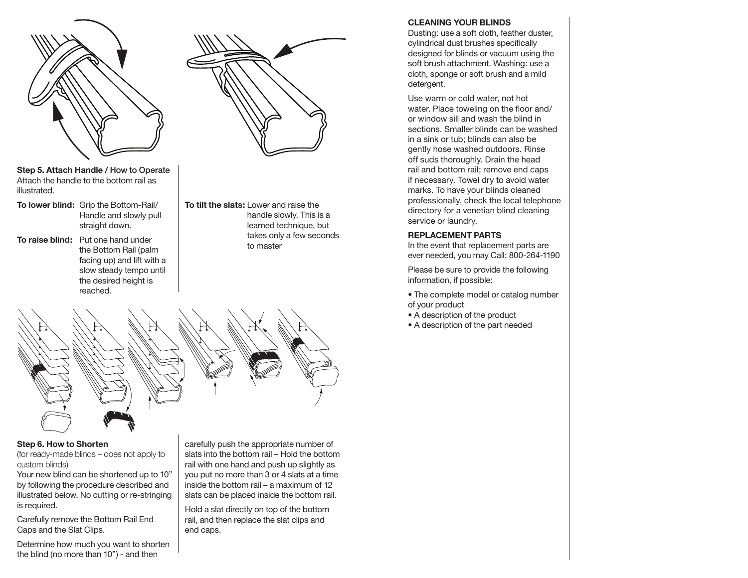**Step 5. Attach Handle /** How to Operate
Attach the handle to the bottom rail as illustrated.

**To lower blind:** Grip the Bottom-Rail/ Handle and slowly pull straight down.

**To raise blind:** Put one hand under the Bottom Rail (palm facing up) and lift with a slow steady tempo until the desired height is reached.

**To tilt the slats:** Lower and raise the handle slowly. This is a learned technique, but takes only a few seconds to master

**Step 6. How to Shorten**
(for ready-made blinds – does not apply to custom blinds)
Your new blind can be shortened up to 10" by following the procedure described and illustrated below. No cutting or re-stringing is required.

Carefully remove the Bottom Rail End Caps and the Slat Clips.

Determine how much you want to shorten the blind (no more than 10") - and then carefully push the appropriate number of slats into the bottom rail – Hold the bottom rail with one hand and push up slightly as you put no more than 3 or 4 slats at a time inside the bottom rail – a maximum of 12 slats can be placed inside the bottom rail.

Hold a slat directly on top of the bottom rail, and then replace the slat clips and end caps.

**CLEANING YOUR BLINDS**
Dusting: use a soft cloth, feather duster, cylindrical dust brushes specifically designed for blinds or vacuum using the soft brush attachment. Washing: use a cloth, sponge or soft brush and a mild detergent.

Use warm or cold water, not hot water. Place toweling on the floor and/ or window sill and wash the blind in sections. Smaller blinds can be washed in a sink or tub; blinds can also be gently hose washed outdoors. Rinse off suds thoroughly. Drain the head rail and bottom rail; remove end caps if necessary. Towel dry to avoid water marks. To have your blinds cleaned professionally, check the local telephone directory for a venetian blind cleaning service or laundry.

**REPLACEMENT PARTS**
In the event that replacement parts are ever needed, you may Call: 800-264-1190

Please be sure to provide the following information, if possible:

- The complete model or catalog number of your product
- A description of the product
- A description of the part needed